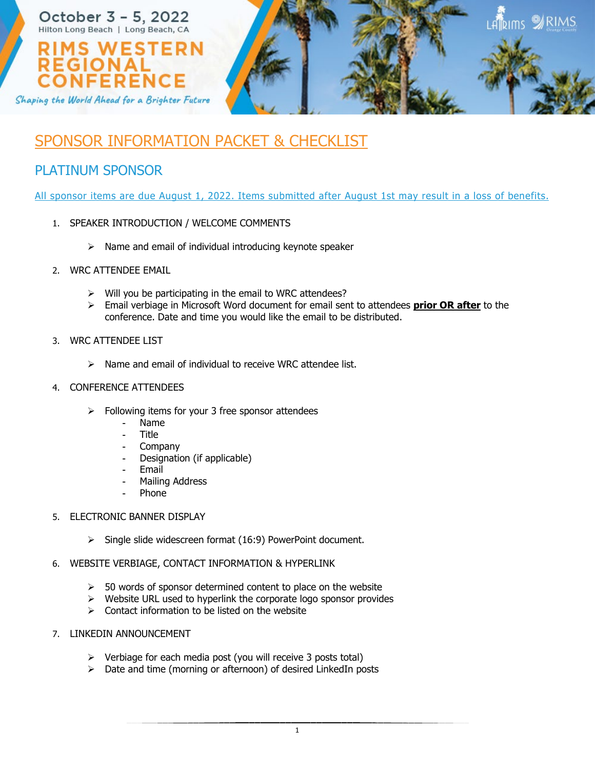October 3 – 5, 2022
Hilton Long Beach | Long Beach, CA

# RIMS WESTERN REGIONAL CONFERENCE

*Shaping the World Ahead for a Brighter Future*

## SPONSOR INFORMATION PACKET & CHECKLIST

## PLATINUM SPONSOR

All sponsor items are due August 1, 2022. Items submitted after August 1st may result in a loss of benefits.

1. SPEAKER INTRODUCTION / WELCOME COMMENTS
   - Name and email of individual introducing keynote speaker

2. WRC ATTENDEE EMAIL
   - Will you be participating in the email to WRC attendees?
   - Email verbiage in Microsoft Word document for email sent to attendees **prior OR after** to the conference. Date and time you would like the email to be distributed.

3. WRC ATTENDEE LIST
   - Name and email of individual to receive WRC attendee list.

4. CONFERENCE ATTENDEES
   - Following items for your 3 free sponsor attendees
     - Name
     - Title
     - Company
     - Designation (if applicable)
     - Email
     - Mailing Address
     - Phone

5. ELECTRONIC BANNER DISPLAY
   - Single slide widescreen format (16:9) PowerPoint document.

6. WEBSITE VERBIAGE, CONTACT INFORMATION & HYPERLINK
   - 50 words of sponsor determined content to place on the website
   - Website URL used to hyperlink the corporate logo sponsor provides
   - Contact information to be listed on the website

7. LINKEDIN ANNOUNCEMENT
   - Verbiage for each media post (you will receive 3 posts total)
   - Date and time (morning or afternoon) of desired LinkedIn posts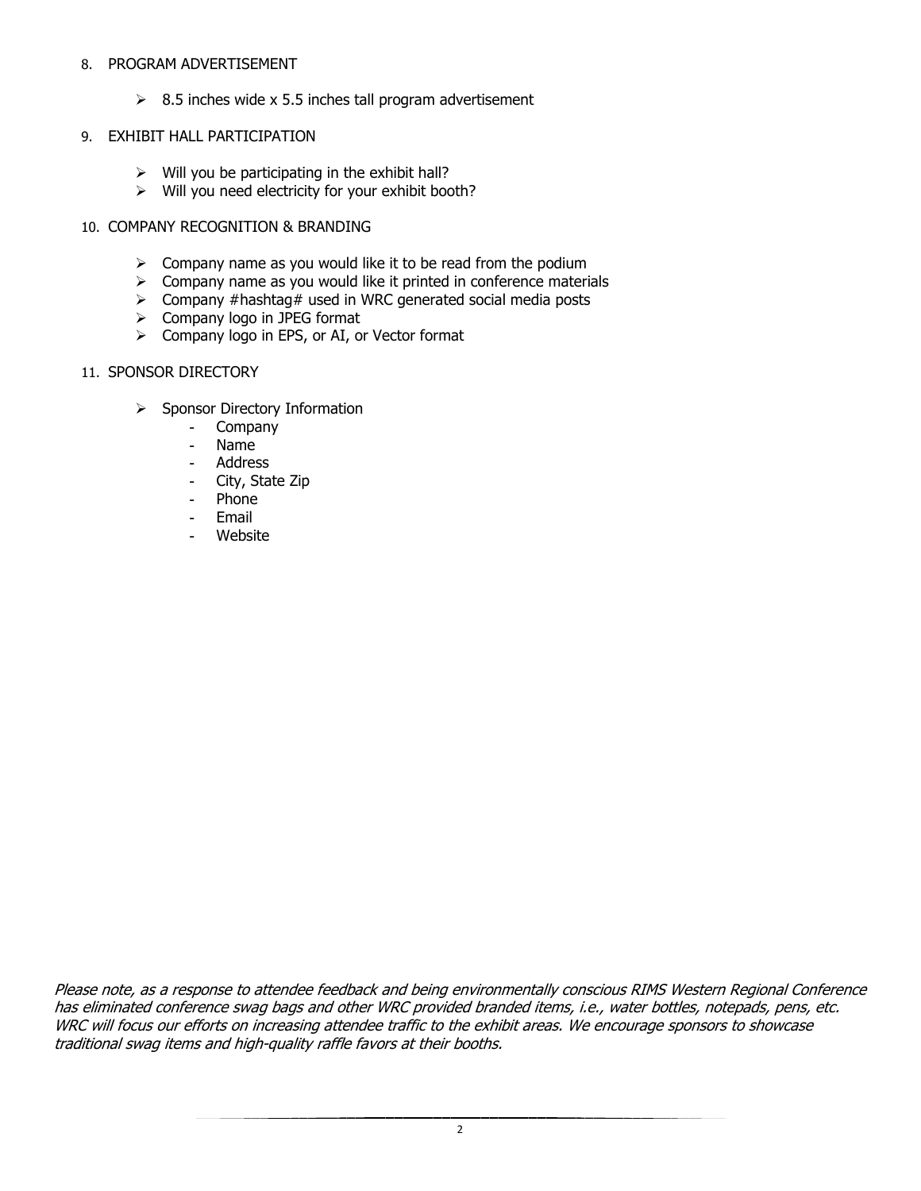8. PROGRAM ADVERTISEMENT

   - 8.5 inches wide x 5.5 inches tall program advertisement

9. EXHIBIT HALL PARTICIPATION

   - Will you be participating in the exhibit hall?
   - Will you need electricity for your exhibit booth?

10. COMPANY RECOGNITION & BRANDING

    - Company name as you would like it to be read from the podium
    - Company name as you would like it printed in conference materials
    - Company #hashtag# used in WRC generated social media posts
    - Company logo in JPEG format
    - Company logo in EPS, or AI, or Vector format

11. SPONSOR DIRECTORY

    - Sponsor Directory Information
      - Company
      - Name
      - Address
      - City, State Zip
      - Phone
      - Email
      - Website

*Please note, as a response to attendee feedback and being environmentally conscious RIMS Western Regional Conference has eliminated conference swag bags and other WRC provided branded items, i.e., water bottles, notepads, pens, etc. WRC will focus our efforts on increasing attendee traffic to the exhibit areas. We encourage sponsors to showcase traditional swag items and high-quality raffle favors at their booths.*